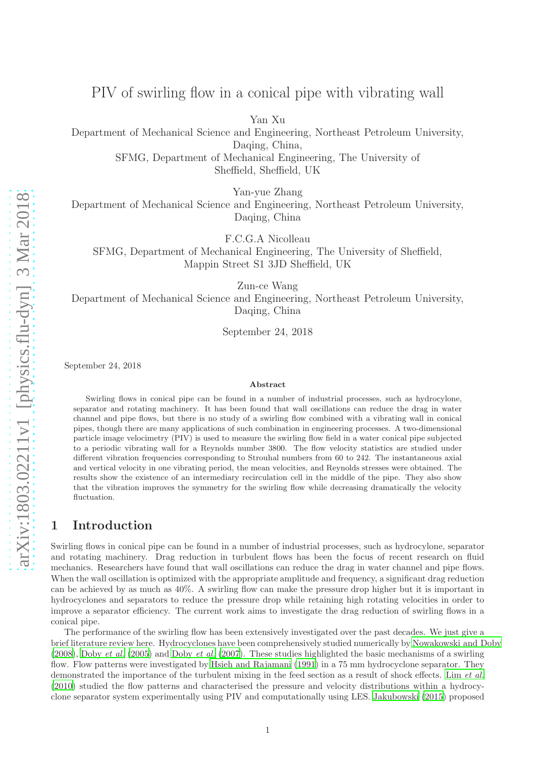# PIV of swirling flow in a conical pipe with vibrating wall

Yan Xu
Department of Mechanical Science and Engineering, Northeast Petroleum University, Daqing, China,
SFMG, Department of Mechanical Engineering, The University of Sheffield, Sheffield, UK

Yan-yue Zhang
Department of Mechanical Science and Engineering, Northeast Petroleum University, Daqing, China

F.C.G.A Nicolleau
SFMG, Department of Mechanical Engineering, The University of Sheffield, Mappin Street S1 3JD Sheffield, UK

Zun-ce Wang
Department of Mechanical Science and Engineering, Northeast Petroleum University, Daqing, China

September 24, 2018

September 24, 2018

### Abstract

Swirling flows in conical pipe can be found in a number of industrial processes, such as hydrocylone, separator and rotating machinery. It has been found that wall oscillations can reduce the drag in water channel and pipe flows, but there is no study of a swirling flow combined with a vibrating wall in conical pipes, though there are many applications of such combination in engineering processes. A two-dimensional particle image velocimetry (PIV) is used to measure the swirling flow field in a water conical pipe subjected to a periodic vibrating wall for a Reynolds number 3800. The flow velocity statistics are studied under different vertical vibration frequencies corresponding to Strouhal numbers from 60 to 242. The instantaneous axial and vertical velocity in one vibrating period, the mean velocities, and Reynolds stresses were obtained. The results show the existence of an intermediary recirculation cell in the middle of the pipe. They also show that the vibration improves the symmetry for the swirling flow while decreasing dramatically the velocity fluctuation.

## 1 Introduction

Swirling flows in conical pipe can be found in a number of industrial processes, such as hydrocylone, separator and rotating machinery. Drag reduction in turbulent flows has been the focus of recent research on fluid mechanics. Researchers have found that wall oscillations can reduce the drag in water channel and pipe flows. When the wall oscillation is optimized with the appropriate amplitude and frequency, a significant drag reduction can be achieved by as much as 40%. A swirling flow can make the pressure drop higher but it is important in hydrocyclones and separators to reduce the pressure drop while retaining high rotating velocities in order to improve a separator efficiency. The current work aims to investigate the drag reduction of swirling flows in a conical pipe.

The performance of the swirling flow has been extensively investigated over the past decades. We just give a brief literature review here. Hydrocyclones have been comprehensively studied numerically by Nowakowski and Doby (2008), Doby *et al.* (2005) and Doby *et al.* (2007). These studies highlighted the basic mechanisms of a swirling flow. Flow patterns were investigated by Hsieh and Rajamani (1991) in a 75 mm hydrocyclone separator. They demonstrated the importance of the turbulent mixing in the feed section as a result of shock effects. Lim *et al.* (2010) studied the flow patterns and characterised the pressure and velocity distributions within a hydrocyclone separator system experimentally using PIV and computationally using LES. Jakubowski (2015) proposed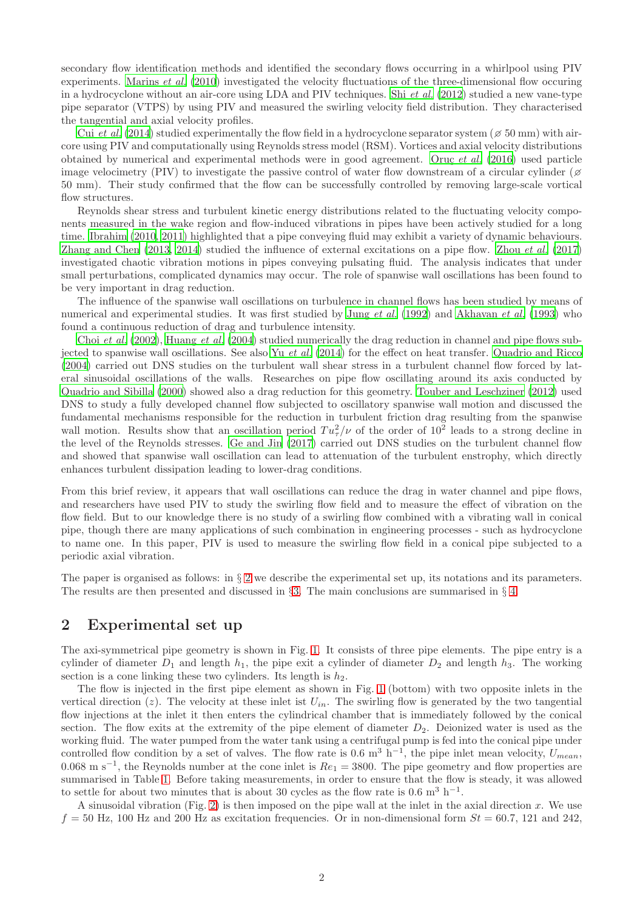secondary flow identification methods and identified the secondary flows occurring in a whirlpool using PIV experiments. Marins *et al.* (2010) investigated the velocity fluctuations of the three-dimensional flow occuring in a hydrocyclone without an air-core using LDA and PIV techniques. Shi *et al.* (2012) studied a new vane-type pipe separator (VTPS) by using PIV and measured the swirling velocity field distribution. They characterised the tangential and axial velocity profiles.

Cui *et al.* (2014) studied experimentally the flow field in a hydrocyclone separator system (⌀ 50 mm) with air-core using PIV and computationally using Reynolds stress model (RSM). Vortices and axial velocity distributions obtained by numerical and experimental methods were in good agreement. Oruç *et al.* (2016) used particle image velocimetry (PIV) to investigate the passive control of water flow downstream of a circular cylinder (⌀ 50 mm). Their study confirmed that the flow can be successfully controlled by removing large-scale vortical flow structures.

Reynolds shear stress and turbulent kinetic energy distributions related to the fluctuating velocity components measured in the wake region and flow-induced vibrations in pipes have been actively studied for a long time. Ibrahim (2010, 2011) highlighted that a pipe conveying fluid may exhibit a variety of dynamic behaviours. Zhang and Chen (2013, 2014) studied the influence of external excitations on a pipe flow. Zhou *et al.* (2017) investigated chaotic vibration motions in pipes conveying pulsating fluid. The analysis indicates that under small perturbations, complicated dynamics may occur. The role of spanwise wall oscillations has been found to be very important in drag reduction.

The influence of the spanwise wall oscillations on turbulence in channel flows has been studied by means of numerical and experimental studies. It was first studied by Jung *et al.* (1992) and Akhavan *et al.* (1993) who found a continuous reduction of drag and turbulence intensity.

Choi *et al.* (2002), Huang *et al.* (2004) studied numerically the drag reduction in channel and pipe flows subjected to spanwise wall oscillations. See also Yu *et al.* (2014) for the effect on heat transfer. Quadrio and Ricco (2004) carried out DNS studies on the turbulent wall shear stress in a turbulent channel flow forced by lateral sinusoidal oscillations of the walls. Researches on pipe flow oscillating around its axis conducted by Quadrio and Sibilla (2000) showed also a drag reduction for this geometry. Touber and Leschziner (2012) used DNS to study a fully developed channel flow subjected to oscillatory spanwise wall motion and discussed the fundamental mechanisms responsible for the reduction in turbulent friction drag resulting from the spanwise wall motion. Results show that an oscillation period $Tu_\tau^2/\nu$ of the order of $10^2$ leads to a strong decline in the level of the Reynolds stresses. Ge and Jin (2017) carried out DNS studies on the turbulent channel flow and showed that spanwise wall oscillation can lead to attenuation of the turbulent enstrophy, which directly enhances turbulent dissipation leading to lower-drag conditions.

From this brief review, it appears that wall oscillations can reduce the drag in water channel and pipe flows, and researchers have used PIV to study the swirling flow field and to measure the effect of vibration on the flow field. But to our knowledge there is no study of a swirling flow combined with a vibrating wall in conical pipe, though there are many applications of such combination in engineering processes - such as hydrocyclone to name one. In this paper, PIV is used to measure the swirling flow field in a conical pipe subjected to a periodic axial vibration.

The paper is organised as follows: in § 2 we describe the experimental set up, its notations and its parameters. The results are then presented and discussed in §3. The main conclusions are summarised in § 4.

## 2 Experimental set up

The axi-symmetrical pipe geometry is shown in Fig. 1. It consists of three pipe elements. The pipe entry is a cylinder of diameter $D_1$ and length $h_1$, the pipe exit a cylinder of diameter $D_2$ and length $h_3$. The working section is a cone linking these two cylinders. Its length is $h_2$.

The flow is injected in the first pipe element as shown in Fig. 1 (bottom) with two opposite inlets in the vertical direction ($z$). The velocity at these inlet ist $U_{in}$. The swirling flow is generated by the two tangential flow injections at the inlet it then enters the cylindrical chamber that is immediately followed by the conical section. The flow exits at the extremity of the pipe element of diameter $D_2$. Deionized water is used as the working fluid. The water pumped from the water tank using a centrifugal pump is fed into the conical pipe under controlled flow condition by a set of valves. The flow rate is 0.6 m$^3$ h$^{-1}$, the pipe inlet mean velocity, $U_{mean}$, 0.068 m s$^{-1}$, the Reynolds number at the cone inlet is $Re_1 = 3800$. The pipe geometry and flow properties are summarised in Table 1. Before taking measurements, in order to ensure that the flow is steady, it was allowed to settle for about two minutes that is about 30 cycles as the flow rate is 0.6 m$^3$ h$^{-1}$.

A sinusoidal vibration (Fig. 2) is then imposed on the pipe wall at the inlet in the axial direction $x$. We use $f = 50$ Hz, 100 Hz and 200 Hz as excitation frequencies. Or in non-dimensional form $St = 60.7$, 121 and 242,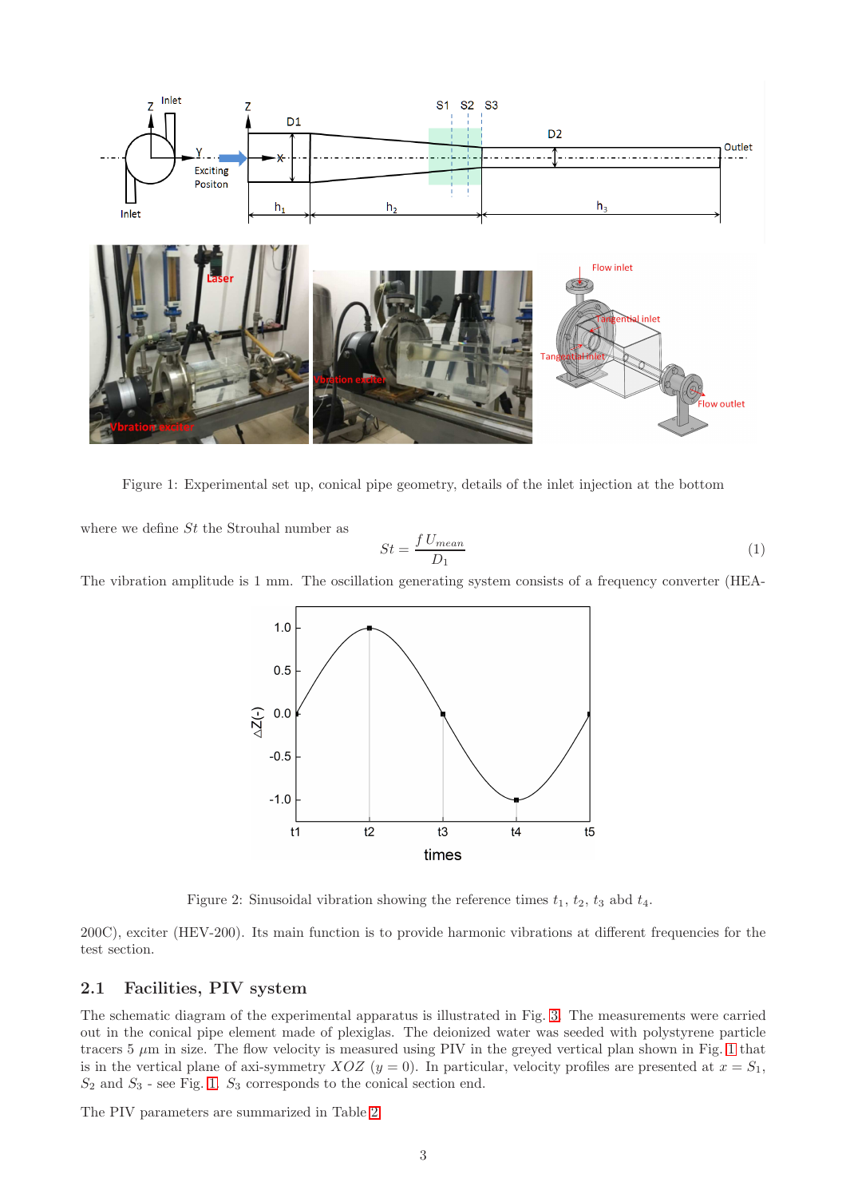Figure 1: Experimental set up, conical pipe geometry, details of the inlet injection at the bottom

where we define $St$ the Strouhal number as

$$St = \frac{f\, U_{mean}}{D_1} \tag{1}$$

The vibration amplitude is 1 mm. The oscillation generating system consists of a frequency converter (HEA-

Figure 2: Sinusoidal vibration showing the reference times $t_1$, $t_2$, $t_3$ abd $t_4$.

200C), exciter (HEV-200). Its main function is to provide harmonic vibrations at different frequencies for the test section.

## 2.1 Facilities, PIV system

The schematic diagram of the experimental apparatus is illustrated in Fig. 3. The measurements were carried out in the conical pipe element made of plexiglas. The deionized water was seeded with polystyrene particle tracers 5 $\mu$m in size. The flow velocity is measured using PIV in the greyed vertical plan shown in Fig. 1 that is in the vertical plane of axi-symmetry $XOZ$ ($y = 0$). In particular, velocity profiles are presented at $x = S_1$, $S_2$ and $S_3$ - see Fig. 1. $S_3$ corresponds to the conical section end.

The PIV parameters are summarized in Table 2.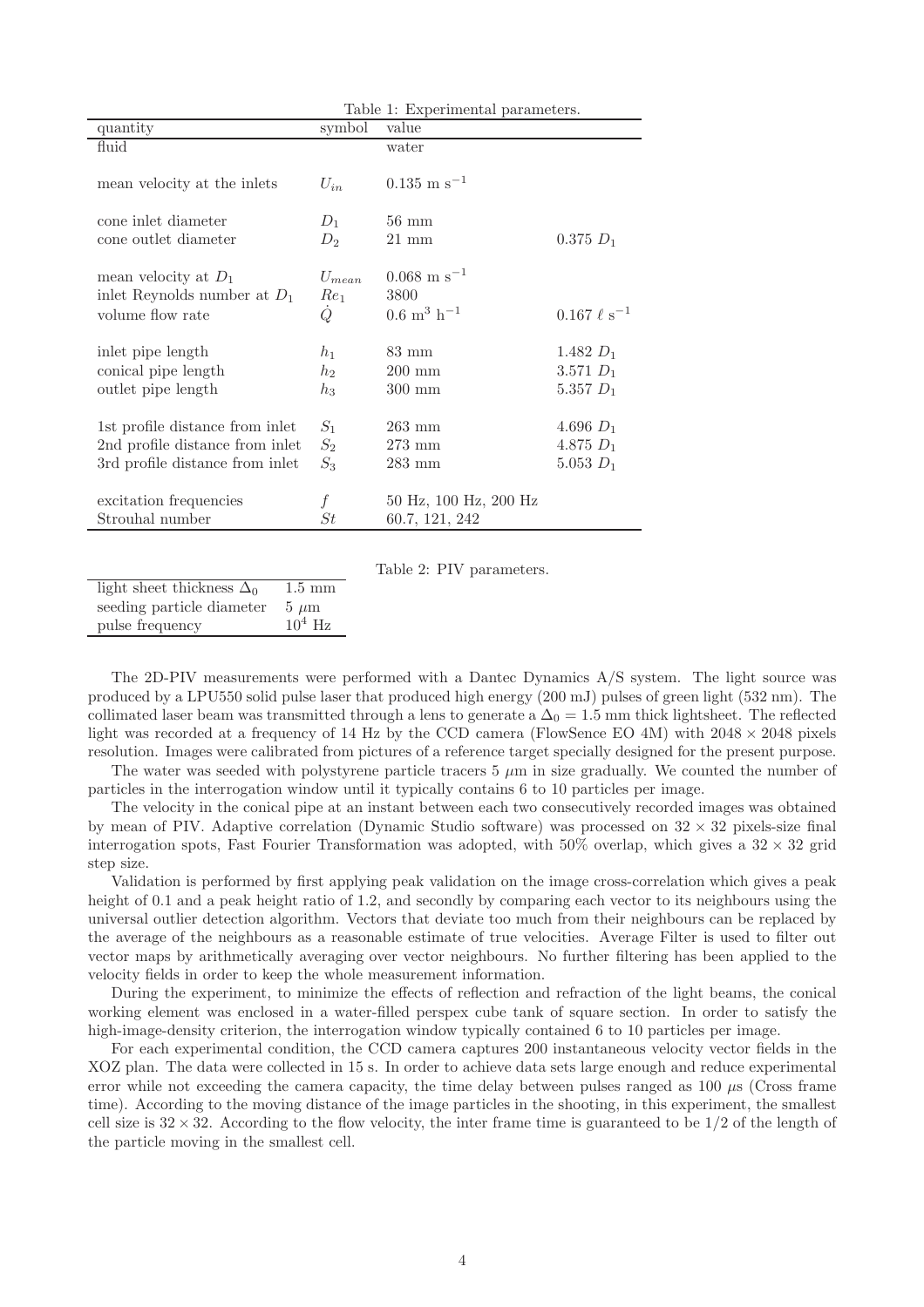Table 1: Experimental parameters.

| quantity | symbol | value | |
|---|---|---|---|
| fluid | | water | |
| mean velocity at the inlets | $U_{in}$ | $0.135$ m s$^{-1}$ | |
| cone inlet diameter | $D_1$ | 56 mm | |
| cone outlet diameter | $D_2$ | 21 mm | $0.375\ D_1$ |
| mean velocity at $D_1$ | $U_{mean}$ | $0.068$ m s$^{-1}$ | |
| inlet Reynolds number at $D_1$ | $Re_1$ | 3800 | |
| volume flow rate | $\dot{Q}$ | $0.6$ m$^3$ h$^{-1}$ | $0.167\ \ell$ s$^{-1}$ |
| inlet pipe length | $h_1$ | 83 mm | $1.482\ D_1$ |
| conical pipe length | $h_2$ | 200 mm | $3.571\ D_1$ |
| outlet pipe length | $h_3$ | 300 mm | $5.357\ D_1$ |
| 1st profile distance from inlet | $S_1$ | 263 mm | $4.696\ D_1$ |
| 2nd profile distance from inlet | $S_2$ | 273 mm | $4.875\ D_1$ |
| 3rd profile distance from inlet | $S_3$ | 283 mm | $5.053\ D_1$ |
| excitation frequencies | $f$ | 50 Hz, 100 Hz, 200 Hz | |
| Strouhal number | $St$ | 60.7, 121, 242 | |

Table 2: PIV parameters.

| | |
|---|---|
| light sheet thickness $\Delta_0$ | 1.5 mm |
| seeding particle diameter | 5 $\mu$m |
| pulse frequency | $10^4$ Hz |

The 2D-PIV measurements were performed with a Dantec Dynamics A/S system. The light source was produced by a LPU550 solid pulse laser that produced high energy (200 mJ) pulses of green light (532 nm). The collimated laser beam was transmitted through a lens to generate a $\Delta_0 = 1.5$ mm thick lightsheet. The reflected light was recorded at a frequency of 14 Hz by the CCD camera (FlowSence EO 4M) with $2048 \times 2048$ pixels resolution. Images were calibrated from pictures of a reference target specially designed for the present purpose.

The water was seeded with polystyrene particle tracers 5 $\mu$m in size gradually. We counted the number of particles in the interrogation window until it typically contains 6 to 10 particles per image.

The velocity in the conical pipe at an instant between each two consecutively recorded images was obtained by mean of PIV. Adaptive correlation (Dynamic Studio software) was processed on $32 \times 32$ pixels-size final interrogation spots, Fast Fourier Transformation was adopted, with 50% overlap, which gives a $32 \times 32$ grid step size.

Validation is performed by first applying peak validation on the image cross-correlation which gives a peak height of 0.1 and a peak height ratio of 1.2, and secondly by comparing each vector to its neighbours using the universal outlier detection algorithm. Vectors that deviate too much from their neighbours can be replaced by the average of the neighbours as a reasonable estimate of true velocities. Average Filter is used to filter out vector maps by arithmetically averaging over vector neighbours. No further filtering has been applied to the velocity fields in order to keep the whole measurement information.

During the experiment, to minimize the effects of reflection and refraction of the light beams, the conical working element was enclosed in a water-filled perspex cube tank of square section. In order to satisfy the high-image-density criterion, the interrogation window typically contained 6 to 10 particles per image.

For each experimental condition, the CCD camera captures 200 instantaneous velocity vector fields in the XOZ plan. The data were collected in 15 s. In order to achieve data sets large enough and reduce experimental error while not exceeding the camera capacity, the time delay between pulses ranged as 100 $\mu$s (Cross frame time). According to the moving distance of the image particles in the shooting, in this experiment, the smallest cell size is $32 \times 32$. According to the flow velocity, the inter frame time is guaranteed to be 1/2 of the length of the particle moving in the smallest cell.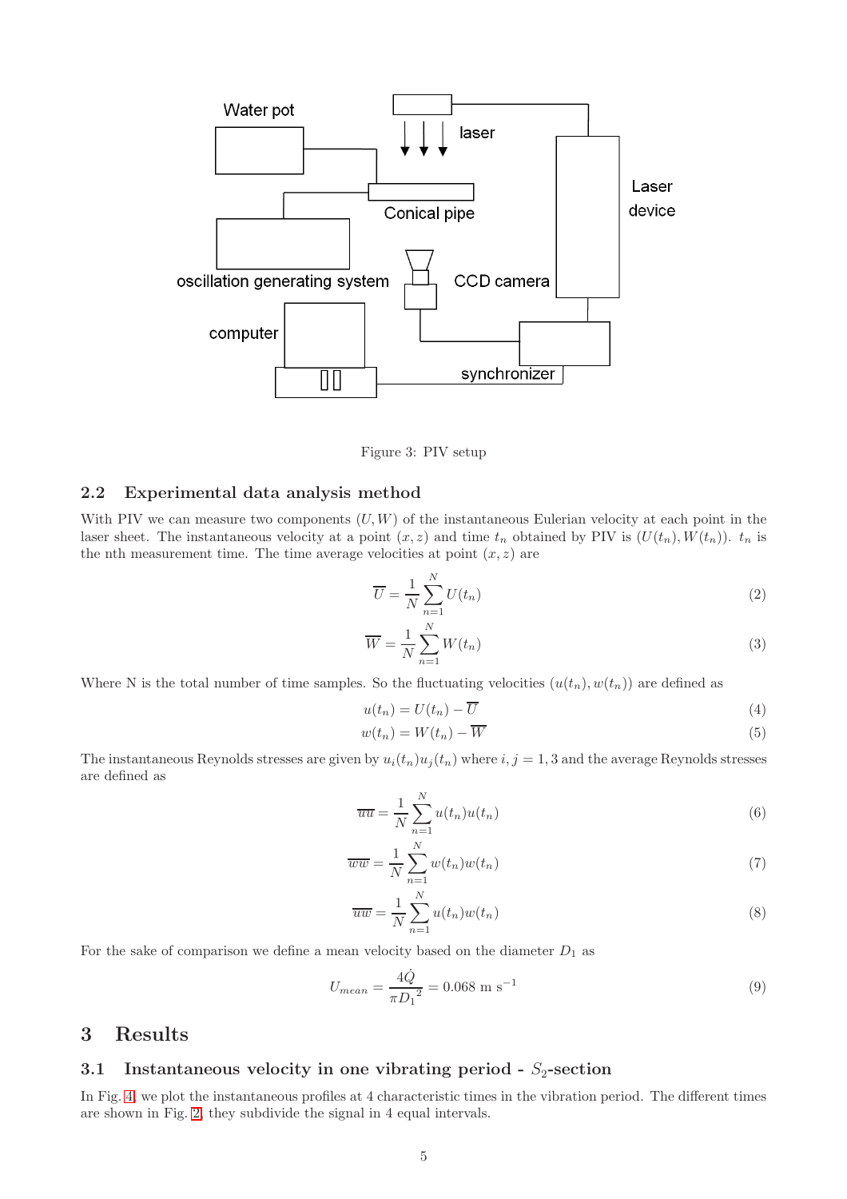Figure 3: PIV setup

### 2.2 Experimental data analysis method

With PIV we can measure two components $(U, W)$ of the instantaneous Eulerian velocity at each point in the laser sheet. The instantaneous velocity at a point $(x, z)$ and time $t_n$ obtained by PIV is $(U(t_n), W(t_n))$. $t_n$ is the nth measurement time. The time average velocities at point $(x, z)$ are

$$\overline{U} = \frac{1}{N}\sum_{n=1}^{N} U(t_n) \tag{2}$$

$$\overline{W} = \frac{1}{N}\sum_{n=1}^{N} W(t_n) \tag{3}$$

Where N is the total number of time samples. So the fluctuating velocities $(u(t_n), w(t_n))$ are defined as

$$u(t_n) = U(t_n) - \overline{U} \tag{4}$$

$$w(t_n) = W(t_n) - \overline{W} \tag{5}$$

The instantaneous Reynolds stresses are given by $u_i(t_n)u_j(t_n)$ where $i, j = 1, 3$ and the average Reynolds stresses are defined as

$$\overline{uu} = \frac{1}{N}\sum_{n=1}^{N} u(t_n)u(t_n) \tag{6}$$

$$\overline{ww} = \frac{1}{N}\sum_{n=1}^{N} w(t_n)w(t_n) \tag{7}$$

$$\overline{uw} = \frac{1}{N}\sum_{n=1}^{N} u(t_n)w(t_n) \tag{8}$$

For the sake of comparison we define a mean velocity based on the diameter $D_1$ as

$$U_{mean} = \frac{4\dot{Q}}{\pi {D_1}^2} = 0.068 \text{ m s}^{-1} \tag{9}$$

## 3 Results

### 3.1 Instantaneous velocity in one vibrating period - $S_2$-section

In Fig. 4 we plot the instantaneous profiles at 4 characteristic times in the vibration period. The different times are shown in Fig. 2; they subdivide the signal in 4 equal intervals.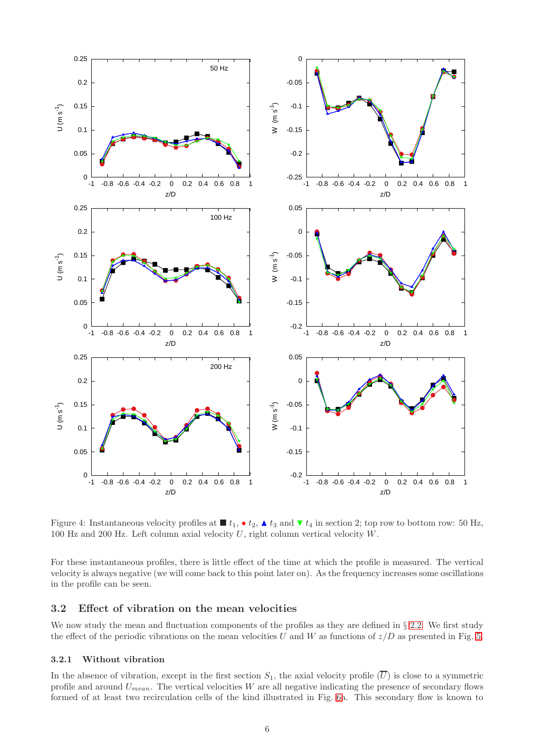Figure 4: Instantaneous velocity profiles at ■ $t_1$, ● $t_2$, ▲ $t_3$ and ▼ $t_4$ in section 2; top row to bottom row: 50 Hz, 100 Hz and 200 Hz. Left column axial velocity $U$, right column vertical velocity $W$.

For these instantaneous profiles, there is little effect of the time at which the profile is measured. The vertical velocity is always negative (we will come back to this point later on). As the frequency increases some oscillations in the profile can be seen.

## 3.2 Effect of vibration on the mean velocities

We now study the mean and fluctuation components of the profiles as they are defined in § 2.2. We first study the effect of the periodic vibrations on the mean velocities $U$ and $W$ as functions of $z/D$ as presented in Fig. 5.

### 3.2.1 Without vibration

In the absence of vibration, except in the first section $S_1$, the axial velocity profile ($\overline{U}$) is close to a symmetric profile and around $U_{mean}$. The vertical velocities $W$ are all negative indicating the presence of secondary flows formed of at least two recirculation cells of the kind illustrated in Fig. 6a. This secondary flow is known to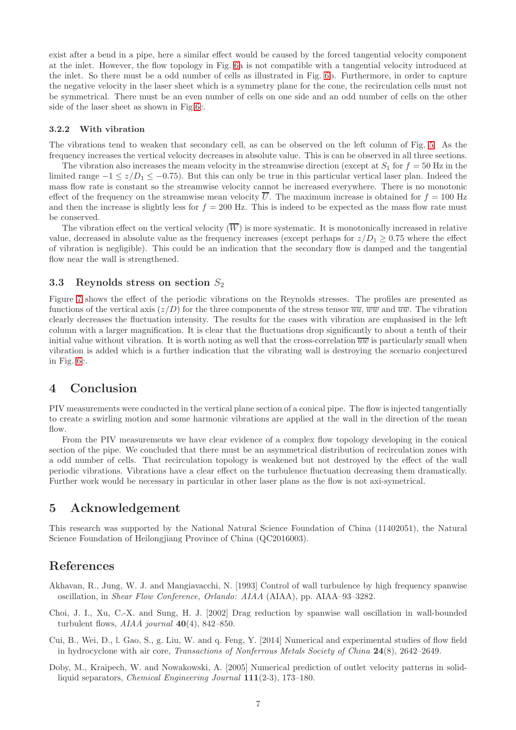exist after a bend in a pipe, here a similar effect would be caused by the forced tangential velocity component at the inlet. However, the flow topology in Fig. 6a is not compatible with a tangential velocity introduced at the inlet. So there must be a odd number of cells as illustrated in Fig. 6b. Furthermore, in order to capture the negative velocity in the laser sheet which is a symmetry plane for the cone, the recirculation cells must not be symmetrical. There must be an even number of cells on one side and an odd number of cells on the other side of the laser sheet as shown in Fig 6c.

### 3.2.2 With vibration

The vibrations tend to weaken that secondary cell, as can be observed on the left column of Fig. 5. As the frequency increases the vertical velocity decreases in absolute value. This is can be observed in all three sections.

The vibration also increases the meam velocity in the streamwise direction (except at $S_1$ for $f = 50$ Hz in the limited range $-1 \le z/D_1 \le -0.75$). But this can only be true in this particular vertical laser plan. Indeed the mass flow rate is constant so the streamwise velocity cannot be increased everywhere. There is no monotonic effect of the frequency on the streamwise mean velocity $\overline{U}$. The maximum increase is obtained for $f = 100$ Hz and then the increase is slightly less for $f = 200$ Hz. This is indeed to be expected as the mass flow rate must be conserved.

The vibration effect on the vertical velocity ($\overline{W}$) is more systematic. It is monotonically increased in relative value, decreased in absolute value as the frequency increases (except perhaps for $z/D_1 \ge 0.75$ where the effect of vibration is negligible). This could be an indication that the secondary flow is damped and the tangential flow near the wall is strengthened.

## 3.3 Reynolds stress on section $S_2$

Figure 7 shows the effect of the periodic vibrations on the Reynolds stresses. The profiles are presented as functions of the vertical axis ($z/D$) for the three components of the stress tensor $\overline{uu}$, $\overline{ww}$ and $\overline{uw}$. The vibration clearly decreases the fluctuation intensity. The results for the cases with vibration are emphasised in the left column with a larger magnification. It is clear that the fluctuations drop significantly to about a tenth of their initial value without vibration. It is worth noting as well that the cross-correlation $\overline{uw}$ is particularly small when vibration is added which is a further indication that the vibrating wall is destroying the scenario conjectured in Fig. 6c.

# 4 Conclusion

PIV measurements were conducted in the vertical plane section of a conical pipe. The flow is injected tangentially to create a swirling motion and some harmonic vibrations are applied at the wall in the direction of the mean flow.

From the PIV measurements we have clear evidence of a complex flow topology developing in the conical section of the pipe. We concluded that there must be an asymmetrical distribution of recirculation zones with a odd number of cells. That recirculation topology is weakened but not destroyed by the effect of the wall periodic vibrations. Vibrations have a clear effect on the turbulence fluctuation decreasing them dramatically. Further work would be necessary in particular in other laser plans as the flow is not axi-symetrical.

# 5 Acknowledgement

This research was supported by the National Natural Science Foundation of China (11402051), the Natural Science Foundation of Heilongjiang Province of China (QC2016003).

# References

Akhavan, R., Jung, W. J. and Mangiavacchi, N. [1993] Control of wall turbulence by high frequency spanwise oscillation, in *Shear Flow Conference, Orlando: AIAA* (AIAA), pp. AIAA–93–3282.

Choi, J. I., Xu, C.-X. and Sung, H. J. [2002] Drag reduction by spanwise wall oscillation in wall-bounded turbulent flows, *AIAA journal* **40**(4), 842–850.

Cui, B., Wei, D., l. Gao, S., g. Liu, W. and q. Feng, Y. [2014] Numerical and experimental studies of flow field in hydrocyclone with air core, *Transactions of Nonferrous Metals Society of China* **24**(8), 2642–2649.

Doby, M., Kraipech, W. and Nowakowski, A. [2005] Numerical prediction of outlet velocity patterns in solid-liquid separators, *Chemical Engineering Journal* **111**(2-3), 173–180.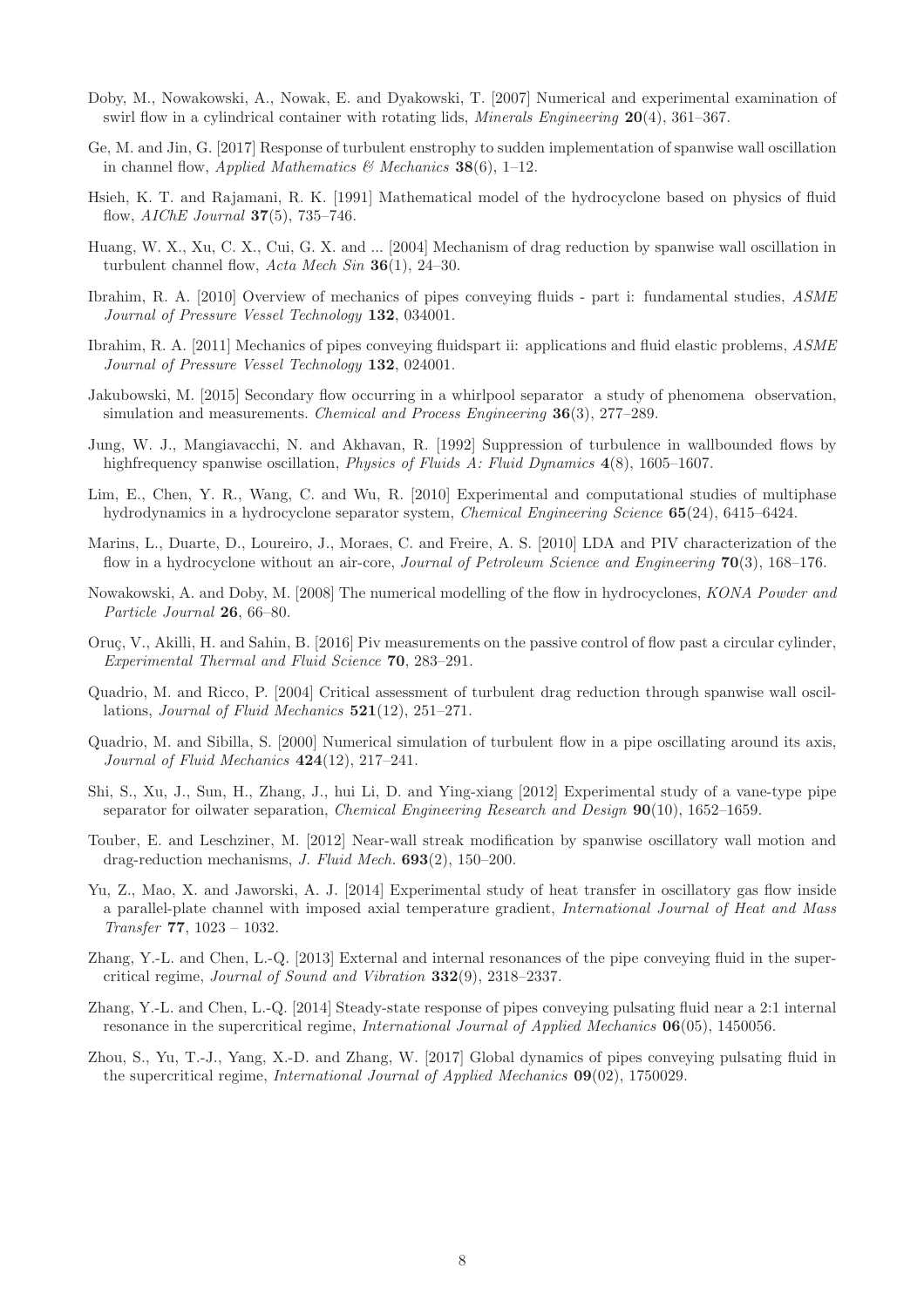Doby, M., Nowakowski, A., Nowak, E. and Dyakowski, T. [2007] Numerical and experimental examination of swirl flow in a cylindrical container with rotating lids, *Minerals Engineering* **20**(4), 361–367.

Ge, M. and Jin, G. [2017] Response of turbulent enstrophy to sudden implementation of spanwise wall oscillation in channel flow, *Applied Mathematics & Mechanics* **38**(6), 1–12.

Hsieh, K. T. and Rajamani, R. K. [1991] Mathematical model of the hydrocyclone based on physics of fluid flow, *AIChE Journal* **37**(5), 735–746.

Huang, W. X., Xu, C. X., Cui, G. X. and ... [2004] Mechanism of drag reduction by spanwise wall oscillation in turbulent channel flow, *Acta Mech Sin* **36**(1), 24–30.

Ibrahim, R. A. [2010] Overview of mechanics of pipes conveying fluids - part i: fundamental studies, *ASME Journal of Pressure Vessel Technology* **132**, 034001.

Ibrahim, R. A. [2011] Mechanics of pipes conveying fluidspart ii: applications and fluid elastic problems, *ASME Journal of Pressure Vessel Technology* **132**, 024001.

Jakubowski, M. [2015] Secondary flow occurring in a whirlpool separator a study of phenomena observation, simulation and measurements. *Chemical and Process Engineering* **36**(3), 277–289.

Jung, W. J., Mangiavacchi, N. and Akhavan, R. [1992] Suppression of turbulence in wallbounded flows by highfrequency spanwise oscillation, *Physics of Fluids A: Fluid Dynamics* **4**(8), 1605–1607.

Lim, E., Chen, Y. R., Wang, C. and Wu, R. [2010] Experimental and computational studies of multiphase hydrodynamics in a hydrocyclone separator system, *Chemical Engineering Science* **65**(24), 6415–6424.

Marins, L., Duarte, D., Loureiro, J., Moraes, C. and Freire, A. S. [2010] LDA and PIV characterization of the flow in a hydrocyclone without an air-core, *Journal of Petroleum Science and Engineering* **70**(3), 168–176.

Nowakowski, A. and Doby, M. [2008] The numerical modelling of the flow in hydrocyclones, *KONA Powder and Particle Journal* **26**, 66–80.

Oruç, V., Akilli, H. and Sahin, B. [2016] Piv measurements on the passive control of flow past a circular cylinder, *Experimental Thermal and Fluid Science* **70**, 283–291.

Quadrio, M. and Ricco, P. [2004] Critical assessment of turbulent drag reduction through spanwise wall oscillations, *Journal of Fluid Mechanics* **521**(12), 251–271.

Quadrio, M. and Sibilla, S. [2000] Numerical simulation of turbulent flow in a pipe oscillating around its axis, *Journal of Fluid Mechanics* **424**(12), 217–241.

Shi, S., Xu, J., Sun, H., Zhang, J., hui Li, D. and Ying-xiang [2012] Experimental study of a vane-type pipe separator for oilwater separation, *Chemical Engineering Research and Design* **90**(10), 1652–1659.

Touber, E. and Leschziner, M. [2012] Near-wall streak modification by spanwise oscillatory wall motion and drag-reduction mechanisms, *J. Fluid Mech.* **693**(2), 150–200.

Yu, Z., Mao, X. and Jaworski, A. J. [2014] Experimental study of heat transfer in oscillatory gas flow inside a parallel-plate channel with imposed axial temperature gradient, *International Journal of Heat and Mass Transfer* **77**, 1023 – 1032.

Zhang, Y.-L. and Chen, L.-Q. [2013] External and internal resonances of the pipe conveying fluid in the supercritical regime, *Journal of Sound and Vibration* **332**(9), 2318–2337.

Zhang, Y.-L. and Chen, L.-Q. [2014] Steady-state response of pipes conveying pulsating fluid near a 2:1 internal resonance in the supercritical regime, *International Journal of Applied Mechanics* **06**(05), 1450056.

Zhou, S., Yu, T.-J., Yang, X.-D. and Zhang, W. [2017] Global dynamics of pipes conveying pulsating fluid in the supercritical regime, *International Journal of Applied Mechanics* **09**(02), 1750029.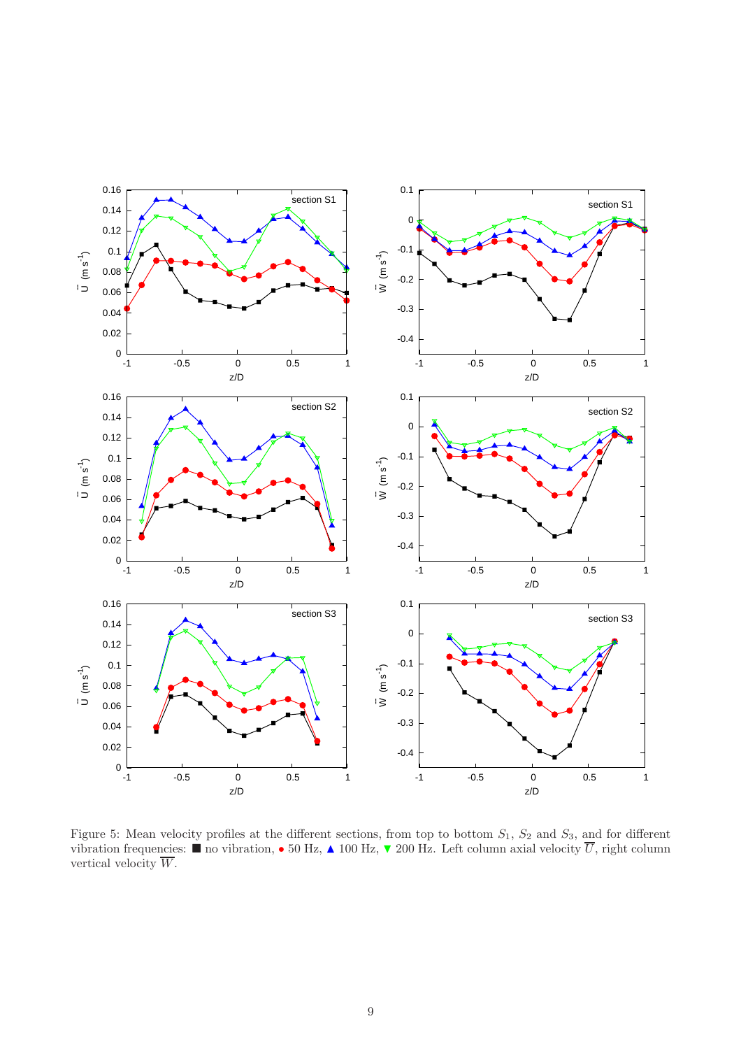Figure 5: Mean velocity profiles at the different sections, from top to bottom $S_1$, $S_2$ and $S_3$, and for different vibration frequencies: ■ no vibration, • 50 Hz, ▲ 100 Hz, ▼ 200 Hz. Left column axial velocity $\overline{U}$, right column vertical velocity $\overline{W}$.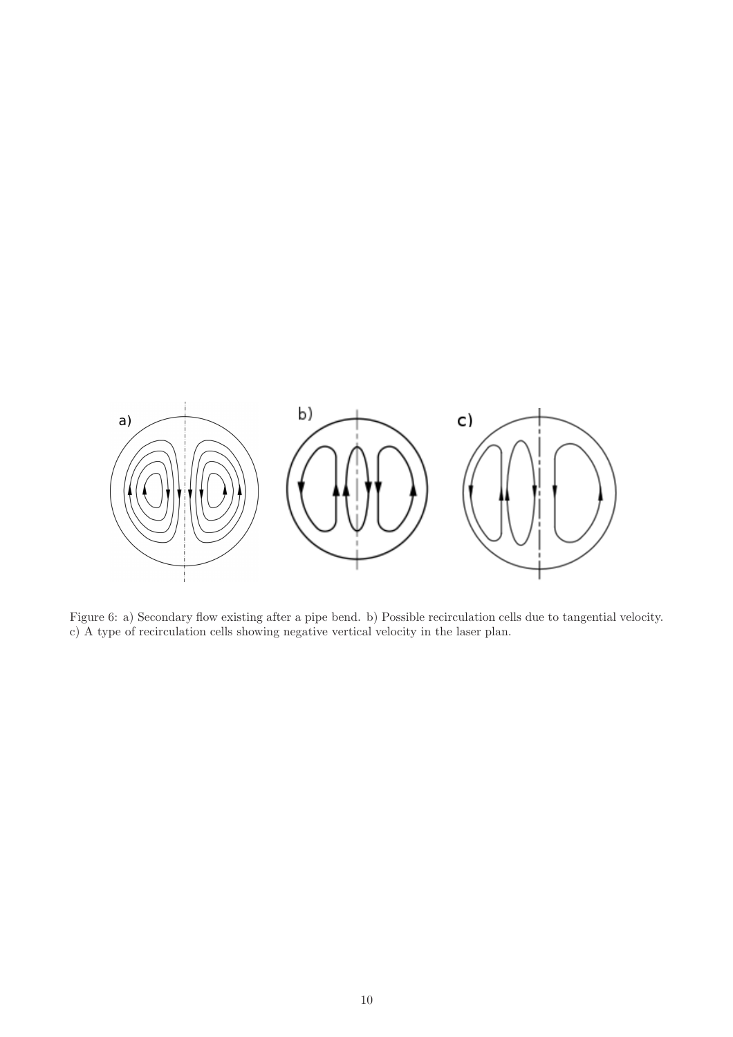Figure 6: a) Secondary flow existing after a pipe bend. b) Possible recirculation cells due to tangential velocity. c) A type of recirculation cells showing negative vertical velocity in the laser plan.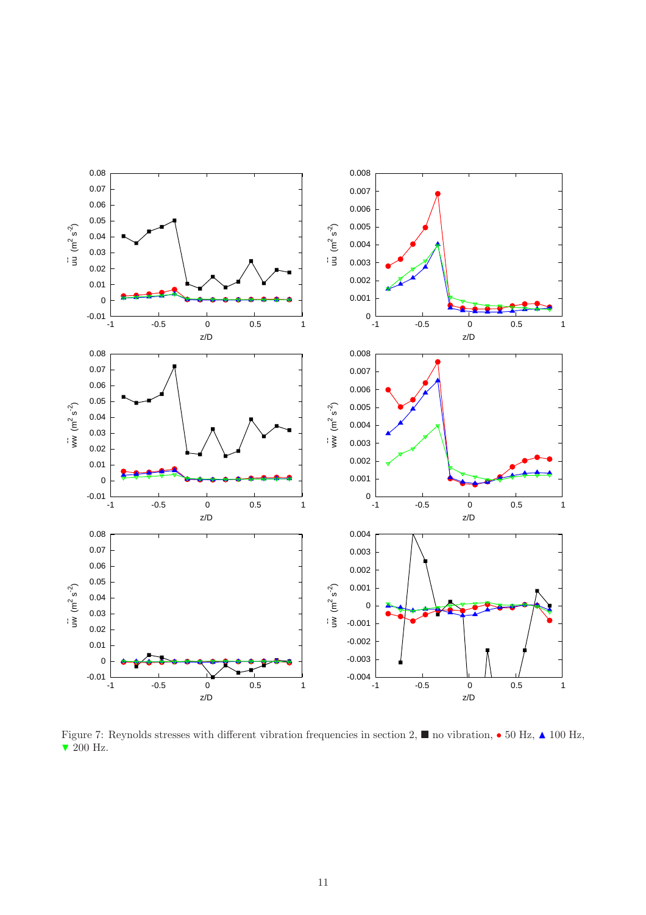uu (m$^2$ s$^{-2}$)

0.08
0.07
0.06
0.05
0.04
0.03
0.02
0.01
0
-0.01

-1 -0.5 0 0.5 1

z/D

uu (m$^2$ s$^{-2}$)

0.008
0.007
0.006
0.005
0.004
0.003
0.002
0.001
0

-1 -0.5 0 0.5 1

z/D

ww (m$^2$ s$^{-2}$)

0.08
0.07
0.06
0.05
0.04
0.03
0.02
0.01
0
-0.01

-1 -0.5 0 0.5 1

z/D

ww (m$^2$ s$^{-2}$)

0.008
0.007
0.006
0.005
0.004
0.003
0.002
0.001
0

-1 -0.5 0 0.5 1

z/D

uw (m$^2$ s$^{-2}$)

0.08
0.07
0.06
0.05
0.04
0.03
0.02
0.01
0
-0.01

-1 -0.5 0 0.5 1

z/D

uw (m$^2$ s$^{-2}$)

0.004
0.003
0.002
0.001
0
-0.001
-0.002
-0.003
-0.004

-1 -0.5 0 0.5 1

z/D

Figure 7: Reynolds stresses with different vibration frequencies in section 2, ■ no vibration, ● 50 Hz, ▲ 100 Hz, ▼ 200 Hz.